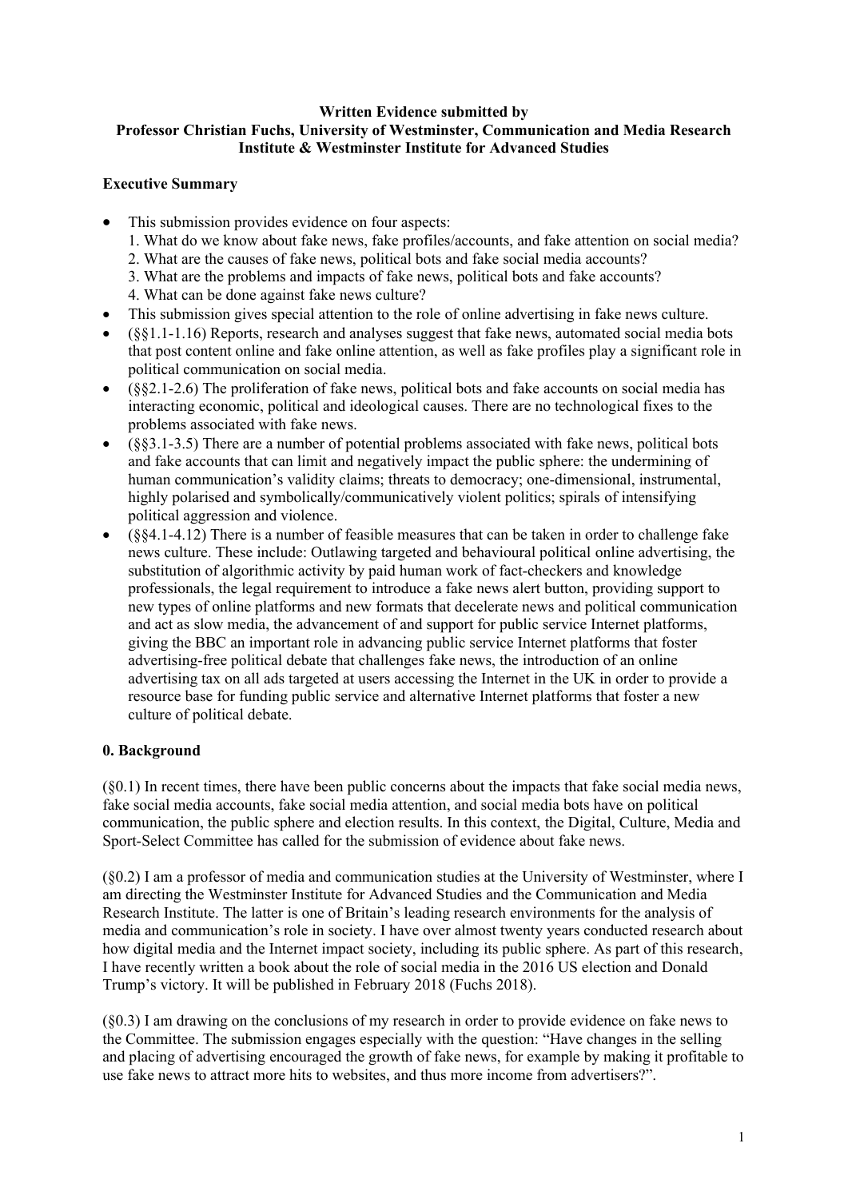**Written Evidence submitted by**
**Professor Christian Fuchs, University of Westminster, Communication and Media Research Institute & Westminster Institute for Advanced Studies**

## Executive Summary

- This submission provides evidence on four aspects:
  1. What do we know about fake news, fake profiles/accounts, and fake attention on social media?
  2. What are the causes of fake news, political bots and fake social media accounts?
  3. What are the problems and impacts of fake news, political bots and fake accounts?
  4. What can be done against fake news culture?
- This submission gives special attention to the role of online advertising in fake news culture.
- (§§1.1-1.16) Reports, research and analyses suggest that fake news, automated social media bots that post content online and fake online attention, as well as fake profiles play a significant role in political communication on social media.
- (§§2.1-2.6) The proliferation of fake news, political bots and fake accounts on social media has interacting economic, political and ideological causes. There are no technological fixes to the problems associated with fake news.
- (§§3.1-3.5) There are a number of potential problems associated with fake news, political bots and fake accounts that can limit and negatively impact the public sphere: the undermining of human communication's validity claims; threats to democracy; one-dimensional, instrumental, highly polarised and symbolically/communicatively violent politics; spirals of intensifying political aggression and violence.
- (§§4.1-4.12) There is a number of feasible measures that can be taken in order to challenge fake news culture. These include: Outlawing targeted and behavioural political online advertising, the substitution of algorithmic activity by paid human work of fact-checkers and knowledge professionals, the legal requirement to introduce a fake news alert button, providing support to new types of online platforms and new formats that decelerate news and political communication and act as slow media, the advancement of and support for public service Internet platforms, giving the BBC an important role in advancing public service Internet platforms that foster advertising-free political debate that challenges fake news, the introduction of an online advertising tax on all ads targeted at users accessing the Internet in the UK in order to provide a resource base for funding public service and alternative Internet platforms that foster a new culture of political debate.

## 0. Background

(§0.1) In recent times, there have been public concerns about the impacts that fake social media news, fake social media accounts, fake social media attention, and social media bots have on political communication, the public sphere and election results. In this context, the Digital, Culture, Media and Sport-Select Committee has called for the submission of evidence about fake news.

(§0.2) I am a professor of media and communication studies at the University of Westminster, where I am directing the Westminster Institute for Advanced Studies and the Communication and Media Research Institute. The latter is one of Britain's leading research environments for the analysis of media and communication's role in society. I have over almost twenty years conducted research about how digital media and the Internet impact society, including its public sphere. As part of this research, I have recently written a book about the role of social media in the 2016 US election and Donald Trump's victory. It will be published in February 2018 (Fuchs 2018).

(§0.3) I am drawing on the conclusions of my research in order to provide evidence on fake news to the Committee. The submission engages especially with the question: "Have changes in the selling and placing of advertising encouraged the growth of fake news, for example by making it profitable to use fake news to attract more hits to websites, and thus more income from advertisers?".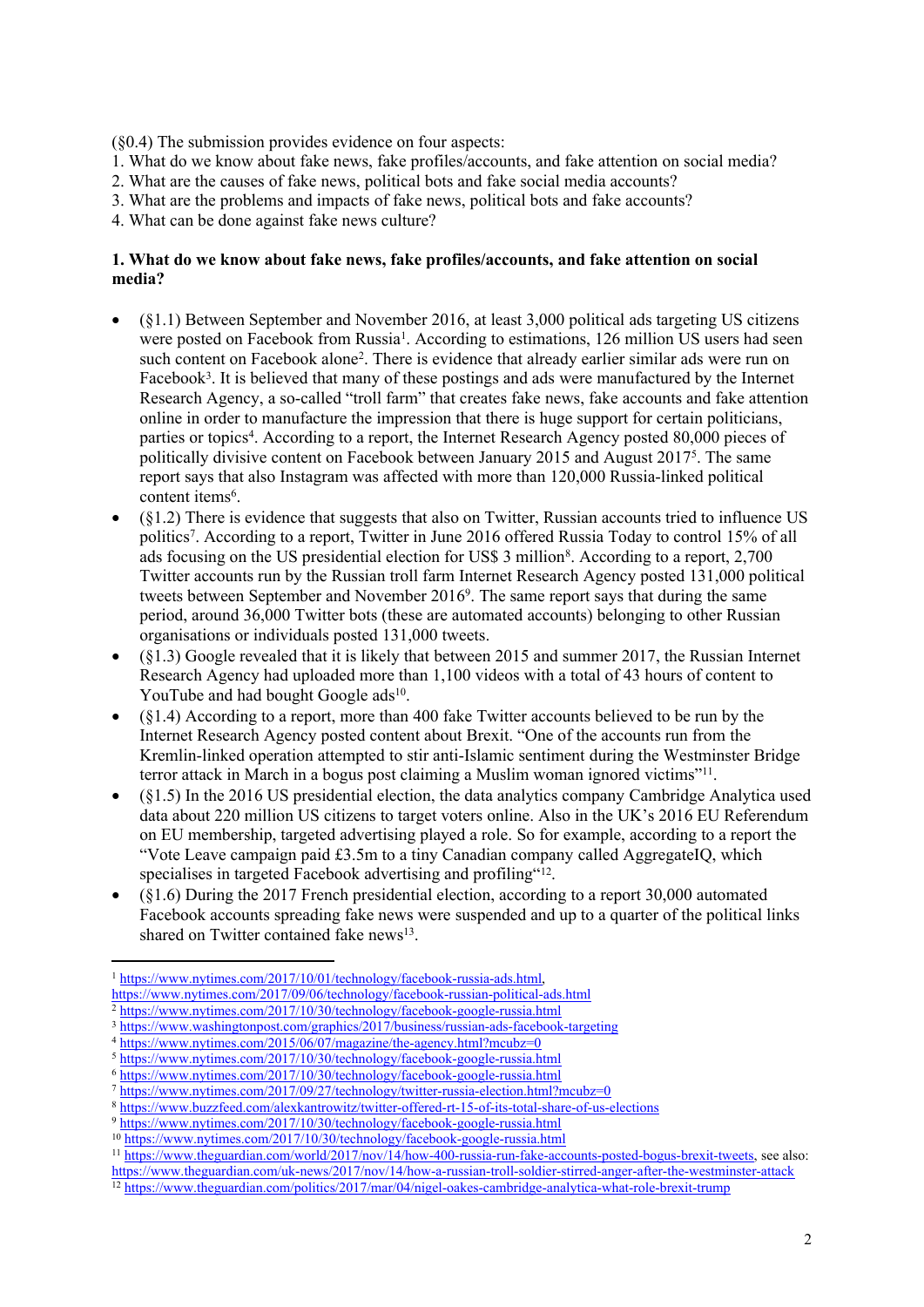(§0.4) The submission provides evidence on four aspects:

1. What do we know about fake news, fake profiles/accounts, and fake attention on social media?
2. What are the causes of fake news, political bots and fake social media accounts?
3. What are the problems and impacts of fake news, political bots and fake accounts?
4. What can be done against fake news culture?

**1. What do we know about fake news, fake profiles/accounts, and fake attention on social media?**

- (§1.1) Between September and November 2016, at least 3,000 political ads targeting US citizens were posted on Facebook from Russia[1]. According to estimations, 126 million US users had seen such content on Facebook alone[2]. There is evidence that already earlier similar ads were run on Facebook[3]. It is believed that many of these postings and ads were manufactured by the Internet Research Agency, a so-called "troll farm" that creates fake news, fake accounts and fake attention online in order to manufacture the impression that there is huge support for certain politicians, parties or topics[4]. According to a report, the Internet Research Agency posted 80,000 pieces of politically divisive content on Facebook between January 2015 and August 2017[5]. The same report says that also Instagram was affected with more than 120,000 Russia-linked political content items[6].
- (§1.2) There is evidence that suggests that also on Twitter, Russian accounts tried to influence US politics[7]. According to a report, Twitter in June 2016 offered Russia Today to control 15% of all ads focusing on the US presidential election for US$ 3 million[8]. According to a report, 2,700 Twitter accounts run by the Russian troll farm Internet Research Agency posted 131,000 political tweets between September and November 2016[9]. The same report says that during the same period, around 36,000 Twitter bots (these are automated accounts) belonging to other Russian organisations or individuals posted 131,000 tweets.
- (§1.3) Google revealed that it is likely that between 2015 and summer 2017, the Russian Internet Research Agency had uploaded more than 1,100 videos with a total of 43 hours of content to YouTube and had bought Google ads[10].
- (§1.4) According to a report, more than 400 fake Twitter accounts believed to be run by the Internet Research Agency posted content about Brexit. "One of the accounts run from the Kremlin-linked operation attempted to stir anti-Islamic sentiment during the Westminster Bridge terror attack in March in a bogus post claiming a Muslim woman ignored victims"[11].
- (§1.5) In the 2016 US presidential election, the data analytics company Cambridge Analytica used data about 220 million US citizens to target voters online. Also in the UK's 2016 EU Referendum on EU membership, targeted advertising played a role. So for example, according to a report the "Vote Leave campaign paid £3.5m to a tiny Canadian company called AggregateIQ, which specialises in targeted Facebook advertising and profiling"[12].
- (§1.6) During the 2017 French presidential election, according to a report 30,000 automated Facebook accounts spreading fake news were suspended and up to a quarter of the political links shared on Twitter contained fake news[13].

---

[1] https://www.nytimes.com/2017/10/01/technology/facebook-russia-ads.html, https://www.nytimes.com/2017/09/06/technology/facebook-russian-political-ads.html
[2] https://www.nytimes.com/2017/10/30/technology/facebook-google-russia.html
[3] https://www.washingtonpost.com/graphics/2017/business/russian-ads-facebook-targeting
[4] https://www.nytimes.com/2015/06/07/magazine/the-agency.html?mcubz=0
[5] https://www.nytimes.com/2017/10/30/technology/facebook-google-russia.html
[6] https://www.nytimes.com/2017/10/30/technology/facebook-google-russia.html
[7] https://www.nytimes.com/2017/09/27/technology/twitter-russia-election.html?mcubz=0
[8] https://www.buzzfeed.com/alexkantrowitz/twitter-offered-rt-15-of-its-total-share-of-us-elections
[9] https://www.nytimes.com/2017/10/30/technology/facebook-google-russia.html
[10] https://www.nytimes.com/2017/10/30/technology/facebook-google-russia.html
[11] https://www.theguardian.com/world/2017/nov/14/how-400-russia-run-fake-accounts-posted-bogus-brexit-tweets, see also: https://www.theguardian.com/uk-news/2017/nov/14/how-a-russian-troll-soldier-stirred-anger-after-the-westminster-attack
[12] https://www.theguardian.com/politics/2017/mar/04/nigel-oakes-cambridge-analytica-what-role-brexit-trump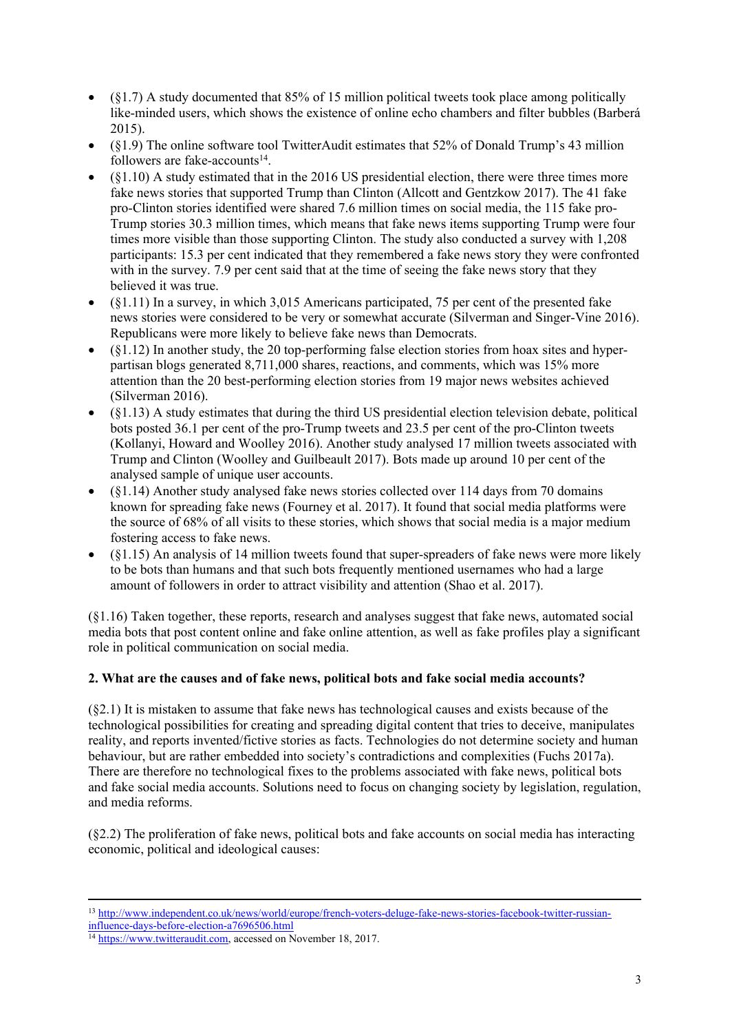- (§1.7) A study documented that 85% of 15 million political tweets took place among politically like-minded users, which shows the existence of online echo chambers and filter bubbles (Barberá 2015).
- (§1.9) The online software tool TwitterAudit estimates that 52% of Donald Trump's 43 million followers are fake-accounts[14].
- (§1.10) A study estimated that in the 2016 US presidential election, there were three times more fake news stories that supported Trump than Clinton (Allcott and Gentzkow 2017). The 41 fake pro-Clinton stories identified were shared 7.6 million times on social media, the 115 fake pro-Trump stories 30.3 million times, which means that fake news items supporting Trump were four times more visible than those supporting Clinton. The study also conducted a survey with 1,208 participants: 15.3 per cent indicated that they remembered a fake news story they were confronted with in the survey. 7.9 per cent said that at the time of seeing the fake news story that they believed it was true.
- (§1.11) In a survey, in which 3,015 Americans participated, 75 per cent of the presented fake news stories were considered to be very or somewhat accurate (Silverman and Singer-Vine 2016). Republicans were more likely to believe fake news than Democrats.
- (§1.12) In another study, the 20 top-performing false election stories from hoax sites and hyper-partisan blogs generated 8,711,000 shares, reactions, and comments, which was 15% more attention than the 20 best-performing election stories from 19 major news websites achieved (Silverman 2016).
- (§1.13) A study estimates that during the third US presidential election television debate, political bots posted 36.1 per cent of the pro-Trump tweets and 23.5 per cent of the pro-Clinton tweets (Kollanyi, Howard and Woolley 2016). Another study analysed 17 million tweets associated with Trump and Clinton (Woolley and Guilbeault 2017). Bots made up around 10 per cent of the analysed sample of unique user accounts.
- (§1.14) Another study analysed fake news stories collected over 114 days from 70 domains known for spreading fake news (Fourney et al. 2017). It found that social media platforms were the source of 68% of all visits to these stories, which shows that social media is a major medium fostering access to fake news.
- (§1.15) An analysis of 14 million tweets found that super-spreaders of fake news were more likely to be bots than humans and that such bots frequently mentioned usernames who had a large amount of followers in order to attract visibility and attention (Shao et al. 2017).

(§1.16) Taken together, these reports, research and analyses suggest that fake news, automated social media bots that post content online and fake online attention, as well as fake profiles play a significant role in political communication on social media.

## 2. What are the causes and of fake news, political bots and fake social media accounts?

(§2.1) It is mistaken to assume that fake news has technological causes and exists because of the technological possibilities for creating and spreading digital content that tries to deceive, manipulates reality, and reports invented/fictive stories as facts. Technologies do not determine society and human behaviour, but are rather embedded into society's contradictions and complexities (Fuchs 2017a). There are therefore no technological fixes to the problems associated with fake news, political bots and fake social media accounts. Solutions need to focus on changing society by legislation, regulation, and media reforms.

(§2.2) The proliferation of fake news, political bots and fake accounts on social media has interacting economic, political and ideological causes:

---

[13] http://www.independent.co.uk/news/world/europe/french-voters-deluge-fake-news-stories-facebook-twitter-russian-influence-days-before-election-a7696506.html

[14] https://www.twitteraudit.com, accessed on November 18, 2017.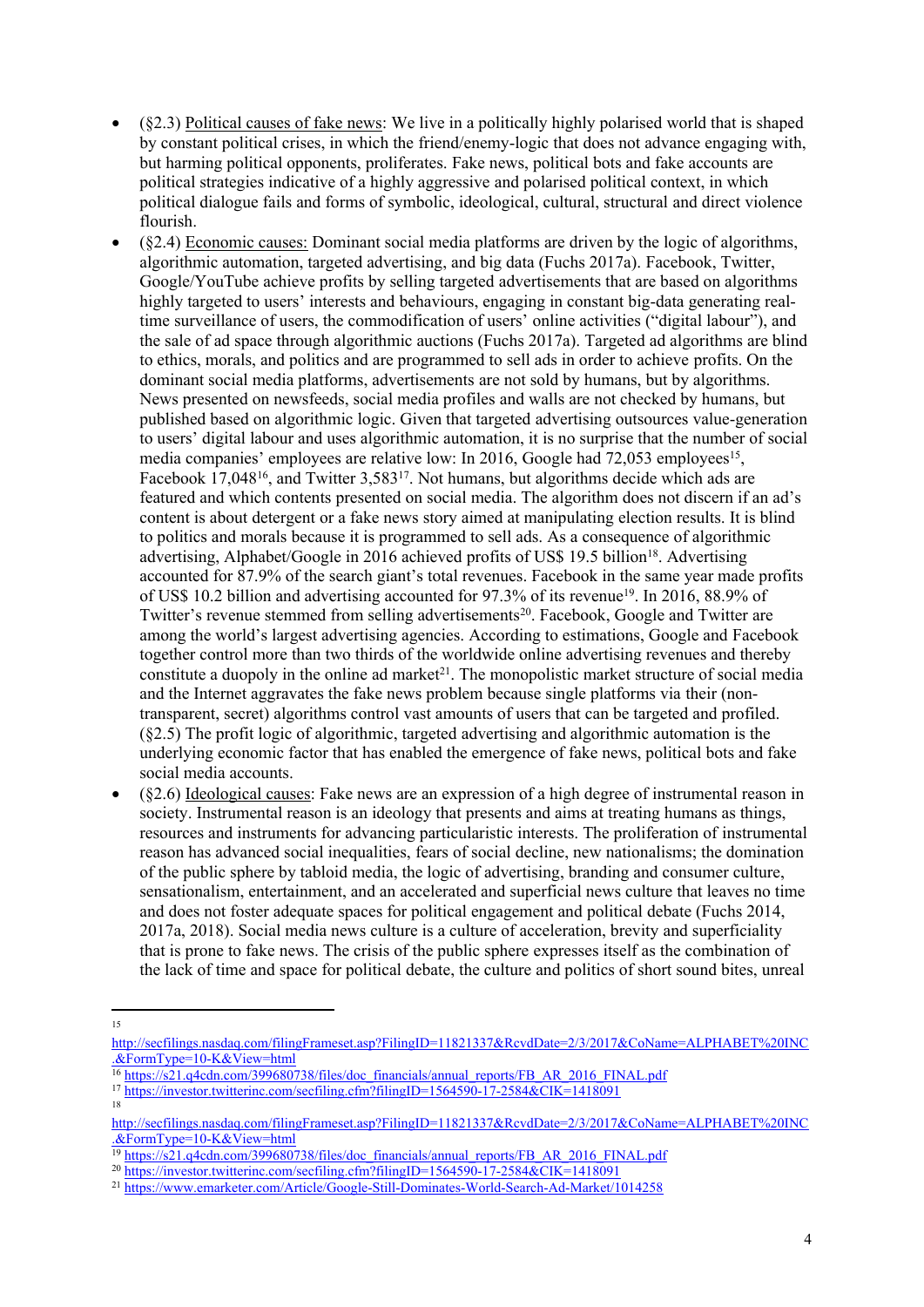- (§2.3) Political causes of fake news: We live in a politically highly polarised world that is shaped by constant political crises, in which the friend/enemy-logic that does not advance engaging with, but harming political opponents, proliferates. Fake news, political bots and fake accounts are political strategies indicative of a highly aggressive and polarised political context, in which political dialogue fails and forms of symbolic, ideological, cultural, structural and direct violence flourish.
- (§2.4) Economic causes: Dominant social media platforms are driven by the logic of algorithms, algorithmic automation, targeted advertising, and big data (Fuchs 2017a). Facebook, Twitter, Google/YouTube achieve profits by selling targeted advertisements that are based on algorithms highly targeted to users' interests and behaviours, engaging in constant big-data generating real-time surveillance of users, the commodification of users' online activities ("digital labour"), and the sale of ad space through algorithmic auctions (Fuchs 2017a). Targeted ad algorithms are blind to ethics, morals, and politics and are programmed to sell ads in order to achieve profits. On the dominant social media platforms, advertisements are not sold by humans, but by algorithms. News presented on newsfeeds, social media profiles and walls are not checked by humans, but published based on algorithmic logic. Given that targeted advertising outsources value-generation to users' digital labour and uses algorithmic automation, it is no surprise that the number of social media companies' employees are relative low: In 2016, Google had 72,053 employees[15], Facebook 17,048[16], and Twitter 3,583[17]. Not humans, but algorithms decide which ads are featured and which contents presented on social media. The algorithm does not discern if an ad's content is about detergent or a fake news story aimed at manipulating election results. It is blind to politics and morals because it is programmed to sell ads. As a consequence of algorithmic advertising, Alphabet/Google in 2016 achieved profits of US$ 19.5 billion[18]. Advertising accounted for 87.9% of the search giant's total revenues. Facebook in the same year made profits of US$ 10.2 billion and advertising accounted for 97.3% of its revenue[19]. In 2016, 88.9% of Twitter's revenue stemmed from selling advertisements[20]. Facebook, Google and Twitter are among the world's largest advertising agencies. According to estimations, Google and Facebook together control more than two thirds of the worldwide online advertising revenues and thereby constitute a duopoly in the online ad market[21]. The monopolistic market structure of social media and the Internet aggravates the fake news problem because single platforms via their (non-transparent, secret) algorithms control vast amounts of users that can be targeted and profiled. (§2.5) The profit logic of algorithmic, targeted advertising and algorithmic automation is the underlying economic factor that has enabled the emergence of fake news, political bots and fake social media accounts.
- (§2.6) Ideological causes: Fake news are an expression of a high degree of instrumental reason in society. Instrumental reason is an ideology that presents and aims at treating humans as things, resources and instruments for advancing particularistic interests. The proliferation of instrumental reason has advanced social inequalities, fears of social decline, new nationalisms; the domination of the public sphere by tabloid media, the logic of advertising, branding and consumer culture, sensationalism, entertainment, and an accelerated and superficial news culture that leaves no time and does not foster adequate spaces for political engagement and political debate (Fuchs 2014, 2017a, 2018). Social media news culture is a culture of acceleration, brevity and superficiality that is prone to fake news. The crisis of the public sphere expresses itself as the combination of the lack of time and space for political debate, the culture and politics of short sound bites, unreal

---

[15] http://secfilings.nasdaq.com/filingFrameset.asp?FilingID=11821337&RcvdDate=2/3/2017&CoName=ALPHABET%20INC.&FormType=10-K&View=html

[16] https://s21.q4cdn.com/399680738/files/doc_financials/annual_reports/FB_AR_2016_FINAL.pdf

[17] https://investor.twitterinc.com/secfiling.cfm?filingID=1564590-17-2584&CIK=1418091

[18] http://secfilings.nasdaq.com/filingFrameset.asp?FilingID=11821337&RcvdDate=2/3/2017&CoName=ALPHABET%20INC.&FormType=10-K&View=html

[19] https://s21.q4cdn.com/399680738/files/doc_financials/annual_reports/FB_AR_2016_FINAL.pdf

[20] https://investor.twitterinc.com/secfiling.cfm?filingID=1564590-17-2584&CIK=1418091

[21] https://www.emarketer.com/Article/Google-Still-Dominates-World-Search-Ad-Market/1014258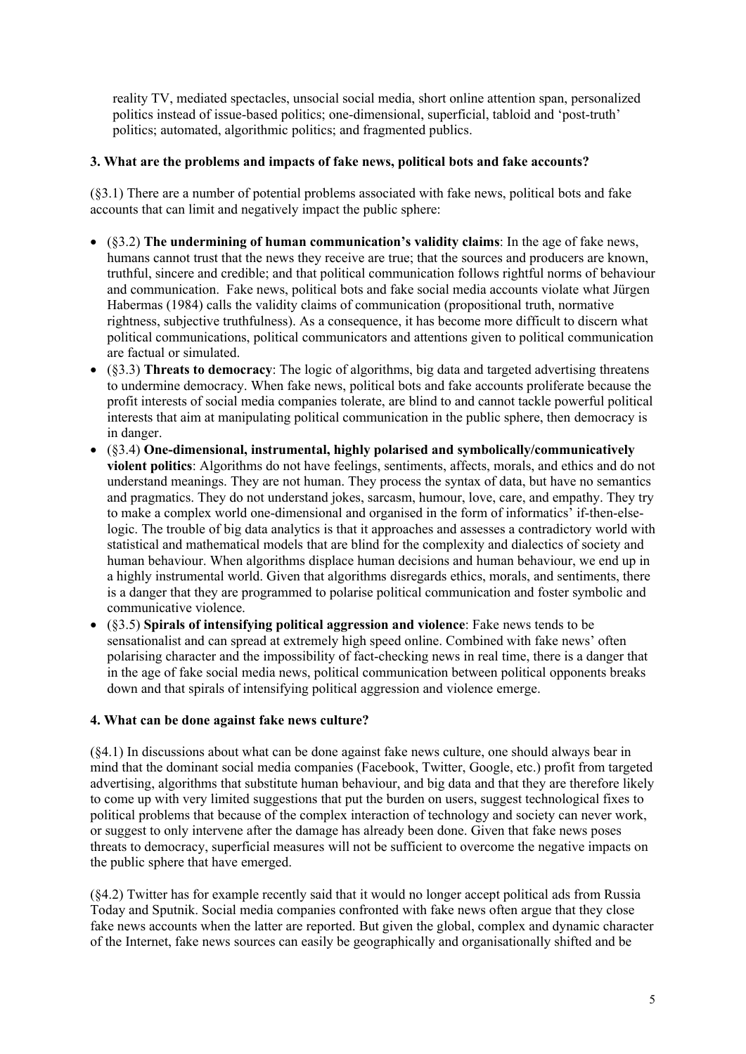reality TV, mediated spectacles, unsocial social media, short online attention span, personalized politics instead of issue-based politics; one-dimensional, superficial, tabloid and 'post-truth' politics; automated, algorithmic politics; and fragmented publics.

### 3. What are the problems and impacts of fake news, political bots and fake accounts?

(§3.1) There are a number of potential problems associated with fake news, political bots and fake accounts that can limit and negatively impact the public sphere:

- (§3.2) **The undermining of human communication's validity claims**: In the age of fake news, humans cannot trust that the news they receive are true; that the sources and producers are known, truthful, sincere and credible; and that political communication follows rightful norms of behaviour and communication. Fake news, political bots and fake social media accounts violate what Jürgen Habermas (1984) calls the validity claims of communication (propositional truth, normative rightness, subjective truthfulness). As a consequence, it has become more difficult to discern what political communications, political communicators and attentions given to political communication are factual or simulated.
- (§3.3) **Threats to democracy**: The logic of algorithms, big data and targeted advertising threatens to undermine democracy. When fake news, political bots and fake accounts proliferate because the profit interests of social media companies tolerate, are blind to and cannot tackle powerful political interests that aim at manipulating political communication in the public sphere, then democracy is in danger.
- (§3.4) **One-dimensional, instrumental, highly polarised and symbolically/communicatively violent politics**: Algorithms do not have feelings, sentiments, affects, morals, and ethics and do not understand meanings. They are not human. They process the syntax of data, but have no semantics and pragmatics. They do not understand jokes, sarcasm, humour, love, care, and empathy. They try to make a complex world one-dimensional and organised in the form of informatics' if-then-else-logic. The trouble of big data analytics is that it approaches and assesses a contradictory world with statistical and mathematical models that are blind for the complexity and dialectics of society and human behaviour. When algorithms displace human decisions and human behaviour, we end up in a highly instrumental world. Given that algorithms disregards ethics, morals, and sentiments, there is a danger that they are programmed to polarise political communication and foster symbolic and communicative violence.
- (§3.5) **Spirals of intensifying political aggression and violence**: Fake news tends to be sensationalist and can spread at extremely high speed online. Combined with fake news' often polarising character and the impossibility of fact-checking news in real time, there is a danger that in the age of fake social media news, political communication between political opponents breaks down and that spirals of intensifying political aggression and violence emerge.

### 4. What can be done against fake news culture?

(§4.1) In discussions about what can be done against fake news culture, one should always bear in mind that the dominant social media companies (Facebook, Twitter, Google, etc.) profit from targeted advertising, algorithms that substitute human behaviour, and big data and that they are therefore likely to come up with very limited suggestions that put the burden on users, suggest technological fixes to political problems that because of the complex interaction of technology and society can never work, or suggest to only intervene after the damage has already been done. Given that fake news poses threats to democracy, superficial measures will not be sufficient to overcome the negative impacts on the public sphere that have emerged.

(§4.2) Twitter has for example recently said that it would no longer accept political ads from Russia Today and Sputnik. Social media companies confronted with fake news often argue that they close fake news accounts when the latter are reported. But given the global, complex and dynamic character of the Internet, fake news sources can easily be geographically and organisationally shifted and be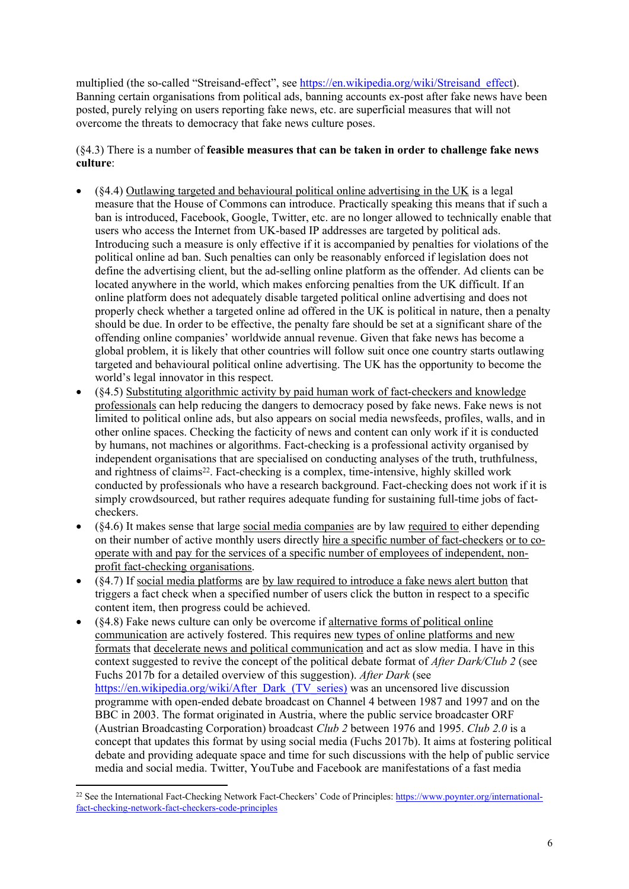multiplied (the so-called "Streisand-effect", see https://en.wikipedia.org/wiki/Streisand_effect). Banning certain organisations from political ads, banning accounts ex-post after fake news have been posted, purely relying on users reporting fake news, etc. are superficial measures that will not overcome the threats to democracy that fake news culture poses.

(§4.3) There is a number of **feasible measures that can be taken in order to challenge fake news culture**:

- (§4.4) Outlawing targeted and behavioural political online advertising in the UK is a legal measure that the House of Commons can introduce. Practically speaking this means that if such a ban is introduced, Facebook, Google, Twitter, etc. are no longer allowed to technically enable that users who access the Internet from UK-based IP addresses are targeted by political ads. Introducing such a measure is only effective if it is accompanied by penalties for violations of the political online ad ban. Such penalties can only be reasonably enforced if legislation does not define the advertising client, but the ad-selling online platform as the offender. Ad clients can be located anywhere in the world, which makes enforcing penalties from the UK difficult. If an online platform does not adequately disable targeted political online advertising and does not properly check whether a targeted online ad offered in the UK is political in nature, then a penalty should be due. In order to be effective, the penalty fare should be set at a significant share of the offending online companies' worldwide annual revenue. Given that fake news has become a global problem, it is likely that other countries will follow suit once one country starts outlawing targeted and behavioural political online advertising. The UK has the opportunity to become the world's legal innovator in this respect.
- (§4.5) Substituting algorithmic activity by paid human work of fact-checkers and knowledge professionals can help reducing the dangers to democracy posed by fake news. Fake news is not limited to political online ads, but also appears on social media newsfeeds, profiles, walls, and in other online spaces. Checking the facticity of news and content can only work if it is conducted by humans, not machines or algorithms. Fact-checking is a professional activity organised by independent organisations that are specialised on conducting analyses of the truth, truthfulness, and rightness of claims[22]. Fact-checking is a complex, time-intensive, highly skilled work conducted by professionals who have a research background. Fact-checking does not work if it is simply crowdsourced, but rather requires adequate funding for sustaining full-time jobs of fact-checkers.
- (§4.6) It makes sense that large social media companies are by law required to either depending on their number of active monthly users directly hire a specific number of fact-checkers or to co-operate with and pay for the services of a specific number of employees of independent, non-profit fact-checking organisations.
- (§4.7) If social media platforms are by law required to introduce a fake news alert button that triggers a fact check when a specified number of users click the button in respect to a specific content item, then progress could be achieved.
- (§4.8) Fake news culture can only be overcome if alternative forms of political online communication are actively fostered. This requires new types of online platforms and new formats that decelerate news and political communication and act as slow media. I have in this context suggested to revive the concept of the political debate format of *After Dark/Club 2* (see Fuchs 2017b for a detailed overview of this suggestion). *After Dark* (see https://en.wikipedia.org/wiki/After_Dark_(TV_series)) was an uncensored live discussion programme with open-ended debate broadcast on Channel 4 between 1987 and 1997 and on the BBC in 2003. The format originated in Austria, where the public service broadcaster ORF (Austrian Broadcasting Corporation) broadcast *Club 2* between 1976 and 1995. *Club 2.0* is a concept that updates this format by using social media (Fuchs 2017b). It aims at fostering political debate and providing adequate space and time for such discussions with the help of public service media and social media. Twitter, YouTube and Facebook are manifestations of a fast media

[22] See the International Fact-Checking Network Fact-Checkers' Code of Principles: https://www.poynter.org/international-fact-checking-network-fact-checkers-code-principles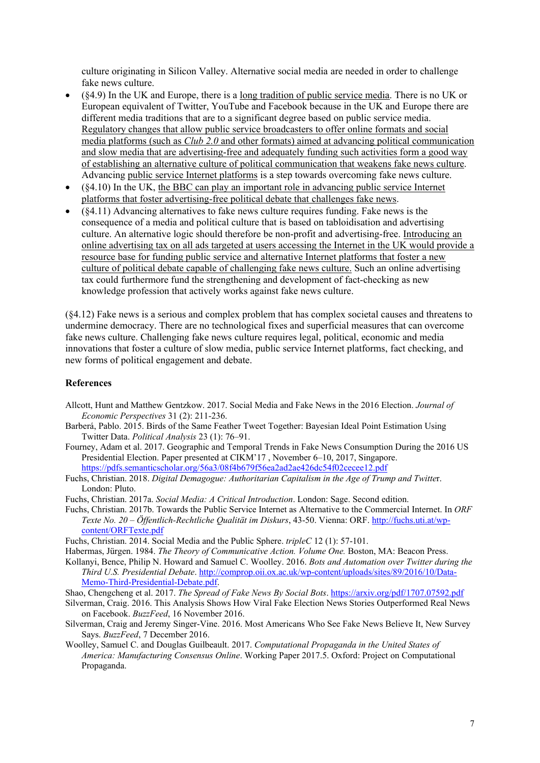culture originating in Silicon Valley. Alternative social media are needed in order to challenge fake news culture.

- (§4.9) In the UK and Europe, there is a <u>long tradition of public service media</u>. There is no UK or European equivalent of Twitter, YouTube and Facebook because in the UK and Europe there are different media traditions that are to a significant degree based on public service media. <u>Regulatory changes that allow public service broadcasters to offer online formats and social media platforms (such as *Club 2.0* and other formats) aimed at advancing political communication and slow media that are advertising-free and adequately funding such activities form a good way of establishing an alternative culture of political communication that weakens fake news culture</u>. Advancing <u>public service Internet platforms</u> is a step towards overcoming fake news culture.
- (§4.10) In the UK, <u>the BBC can play an important role in advancing public service Internet platforms that foster advertising-free political debate that challenges fake news</u>.
- (§4.11) Advancing alternatives to fake news culture requires funding. Fake news is the consequence of a media and political culture that is based on tabloidisation and advertising culture. An alternative logic should therefore be non-profit and advertising-free. <u>Introducing an online advertising tax on all ads targeted at users accessing the Internet in the UK would provide a resource base for funding public service and alternative Internet platforms that foster a new culture of political debate capable of challenging fake news culture.</u> Such an online advertising tax could furthermore fund the strengthening and development of fact-checking as new knowledge profession that actively works against fake news culture.

(§4.12) Fake news is a serious and complex problem that has complex societal causes and threatens to undermine democracy. There are no technological fixes and superficial measures that can overcome fake news culture. Challenging fake news culture requires legal, political, economic and media innovations that foster a culture of slow media, public service Internet platforms, fact checking, and new forms of political engagement and debate.

## References

Allcott, Hunt and Matthew Gentzkow. 2017. Social Media and Fake News in the 2016 Election. *Journal of Economic Perspectives* 31 (2): 211-236.

Barberá, Pablo. 2015. Birds of the Same Feather Tweet Together: Bayesian Ideal Point Estimation Using Twitter Data. *Political Analysis* 23 (1): 76–91.

Fourney, Adam et al. 2017. Geographic and Temporal Trends in Fake News Consumption During the 2016 US Presidential Election. Paper presented at CIKM'17 , November 6–10, 2017, Singapore. https://pdfs.semanticscholar.org/56a3/08f4b679f56ea2ad2ae426dc54f02cecee12.pdf

Fuchs, Christian. 2018. *Digital Demagogue: Authoritarian Capitalism in the Age of Trump and Twitter*. London: Pluto.

Fuchs, Christian. 2017a. *Social Media: A Critical Introduction*. London: Sage. Second edition.

Fuchs, Christian. 2017b. Towards the Public Service Internet as Alternative to the Commercial Internet. In *ORF Texte No. 20 – Öffentlich-Rechtliche Qualität im Diskurs*, 43-50. Vienna: ORF. http://fuchs.uti.at/wp-content/ORFTexte.pdf

Fuchs, Christian. 2014. Social Media and the Public Sphere. *tripleC* 12 (1): 57-101.

Habermas, Jürgen. 1984. *The Theory of Communicative Action. Volume One.* Boston, MA: Beacon Press.

Kollanyi, Bence, Philip N. Howard and Samuel C. Woolley. 2016. *Bots and Automation over Twitter during the Third U.S. Presidential Debate*. http://comprop.oii.ox.ac.uk/wp-content/uploads/sites/89/2016/10/Data-Memo-Third-Presidential-Debate.pdf.

Shao, Chengcheng et al. 2017. *The Spread of Fake News By Social Bots*. https://arxiv.org/pdf/1707.07592.pdf

Silverman, Craig. 2016. This Analysis Shows How Viral Fake Election News Stories Outperformed Real News on Facebook. *BuzzFeed*, 16 November 2016.

Silverman, Craig and Jeremy Singer-Vine. 2016. Most Americans Who See Fake News Believe It, New Survey Says. *BuzzFeed*, 7 December 2016.

Woolley, Samuel C. and Douglas Guilbeault. 2017. *Computational Propaganda in the United States of America: Manufacturing Consensus Online*. Working Paper 2017.5. Oxford: Project on Computational Propaganda.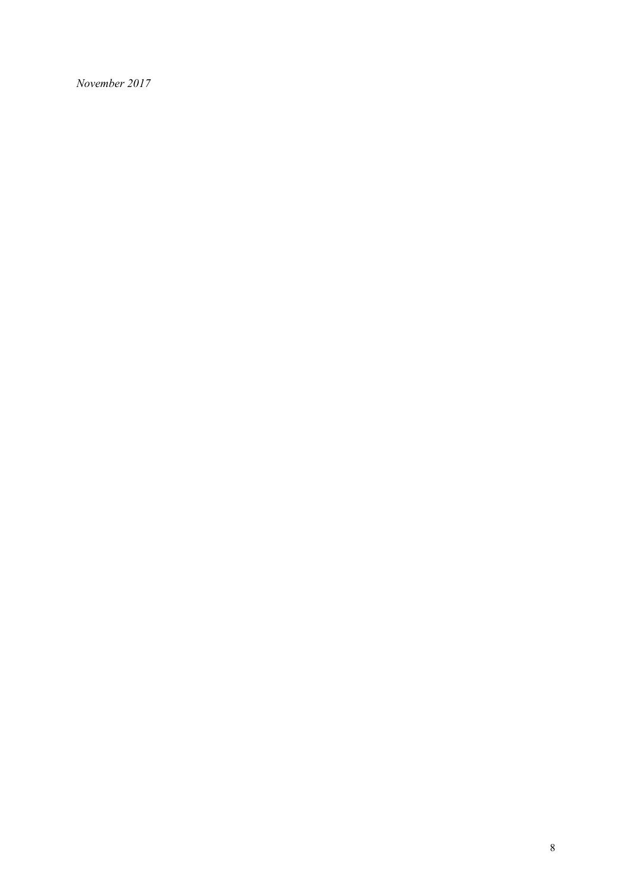*November 2017*